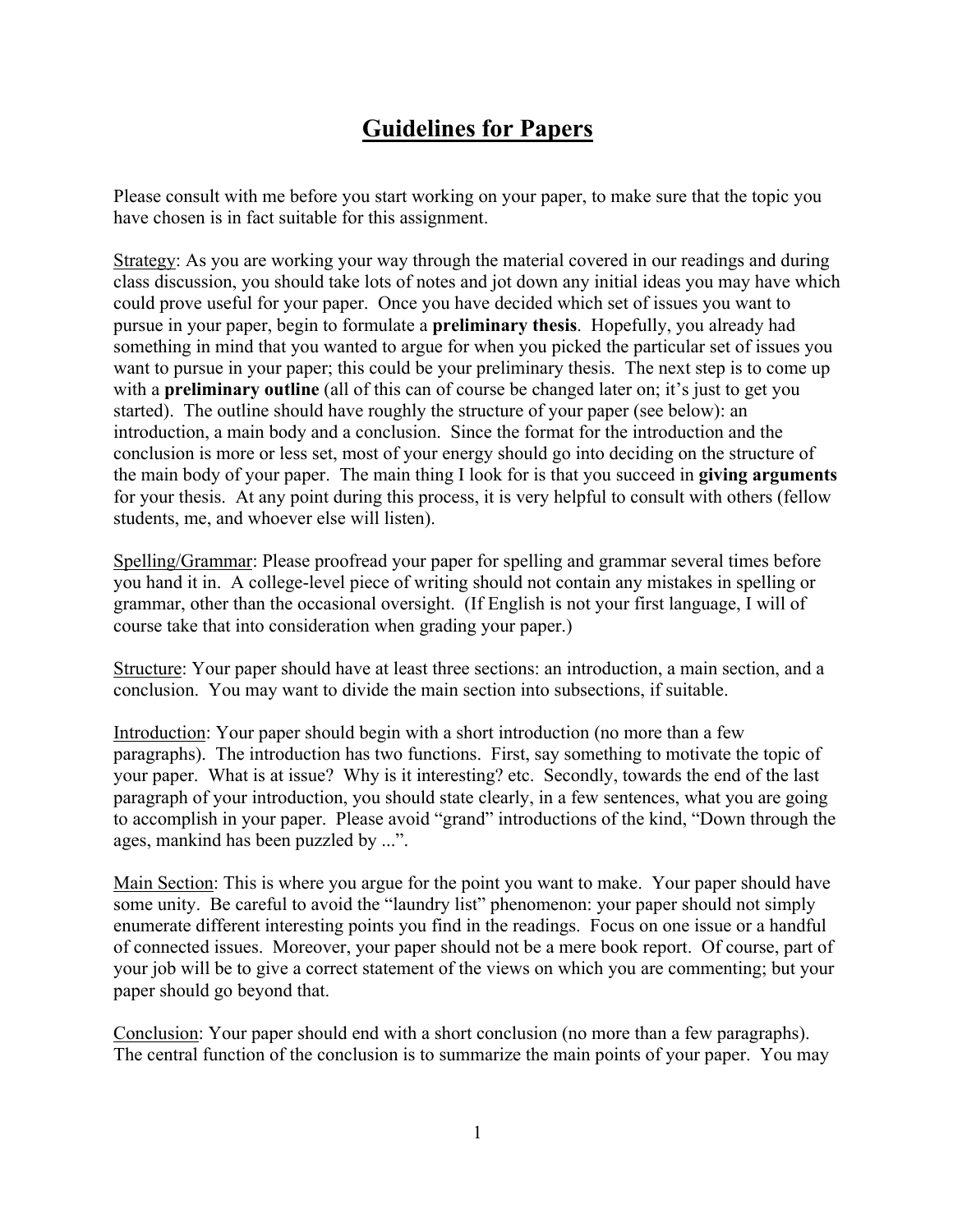# Guidelines for Papers

Please consult with me before you start working on your paper, to make sure that the topic you have chosen is in fact suitable for this assignment.

Strategy: As you are working your way through the material covered in our readings and during class discussion, you should take lots of notes and jot down any initial ideas you may have which could prove useful for your paper. Once you have decided which set of issues you want to pursue in your paper, begin to formulate a **preliminary thesis**. Hopefully, you already had something in mind that you wanted to argue for when you picked the particular set of issues you want to pursue in your paper; this could be your preliminary thesis. The next step is to come up with a **preliminary outline** (all of this can of course be changed later on; it's just to get you started). The outline should have roughly the structure of your paper (see below): an introduction, a main body and a conclusion. Since the format for the introduction and the conclusion is more or less set, most of your energy should go into deciding on the structure of the main body of your paper. The main thing I look for is that you succeed in **giving arguments** for your thesis. At any point during this process, it is very helpful to consult with others (fellow students, me, and whoever else will listen).

Spelling/Grammar: Please proofread your paper for spelling and grammar several times before you hand it in. A college-level piece of writing should not contain any mistakes in spelling or grammar, other than the occasional oversight. (If English is not your first language, I will of course take that into consideration when grading your paper.)

Structure: Your paper should have at least three sections: an introduction, a main section, and a conclusion. You may want to divide the main section into subsections, if suitable.

Introduction: Your paper should begin with a short introduction (no more than a few paragraphs). The introduction has two functions. First, say something to motivate the topic of your paper. What is at issue? Why is it interesting? etc. Secondly, towards the end of the last paragraph of your introduction, you should state clearly, in a few sentences, what you are going to accomplish in your paper. Please avoid "grand" introductions of the kind, "Down through the ages, mankind has been puzzled by ...".

Main Section: This is where you argue for the point you want to make. Your paper should have some unity. Be careful to avoid the "laundry list" phenomenon: your paper should not simply enumerate different interesting points you find in the readings. Focus on one issue or a handful of connected issues. Moreover, your paper should not be a mere book report. Of course, part of your job will be to give a correct statement of the views on which you are commenting; but your paper should go beyond that.

Conclusion: Your paper should end with a short conclusion (no more than a few paragraphs). The central function of the conclusion is to summarize the main points of your paper. You may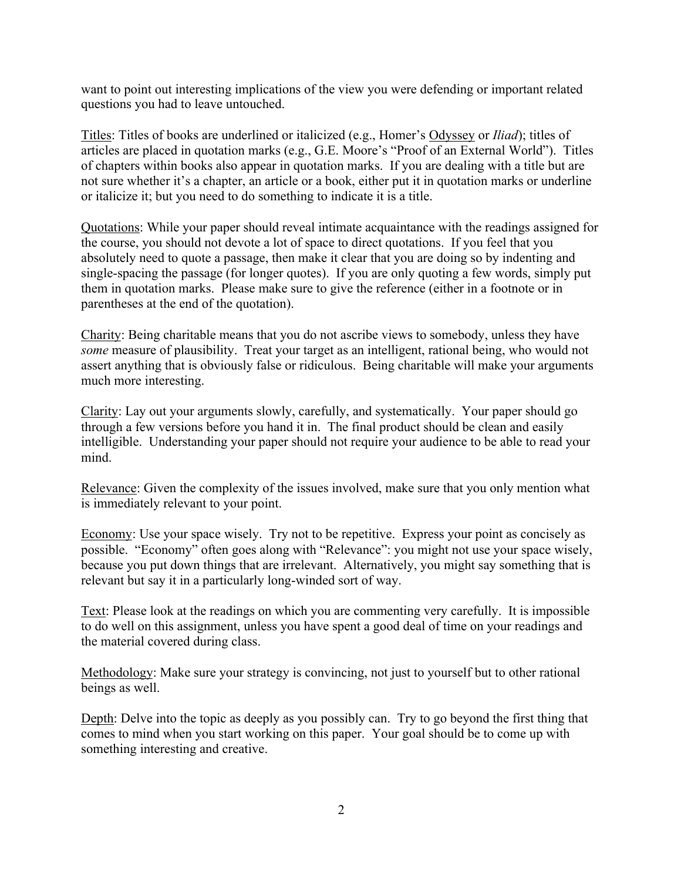want to point out interesting implications of the view you were defending or important related questions you had to leave untouched.

<u>Titles</u>: Titles of books are underlined or italicized (e.g., Homer's <u>Odyssey</u> or *Iliad*); titles of articles are placed in quotation marks (e.g., G.E. Moore's "Proof of an External World"). Titles of chapters within books also appear in quotation marks. If you are dealing with a title but are not sure whether it's a chapter, an article or a book, either put it in quotation marks or underline or italicize it; but you need to do something to indicate it is a title.

<u>Quotations</u>: While your paper should reveal intimate acquaintance with the readings assigned for the course, you should not devote a lot of space to direct quotations. If you feel that you absolutely need to quote a passage, then make it clear that you are doing so by indenting and single-spacing the passage (for longer quotes). If you are only quoting a few words, simply put them in quotation marks. Please make sure to give the reference (either in a footnote or in parentheses at the end of the quotation).

<u>Charity</u>: Being charitable means that you do not ascribe views to somebody, unless they have *some* measure of plausibility. Treat your target as an intelligent, rational being, who would not assert anything that is obviously false or ridiculous. Being charitable will make your arguments much more interesting.

<u>Clarity</u>: Lay out your arguments slowly, carefully, and systematically. Your paper should go through a few versions before you hand it in. The final product should be clean and easily intelligible. Understanding your paper should not require your audience to be able to read your mind.

<u>Relevance</u>: Given the complexity of the issues involved, make sure that you only mention what is immediately relevant to your point.

<u>Economy</u>: Use your space wisely. Try not to be repetitive. Express your point as concisely as possible. "Economy" often goes along with "Relevance": you might not use your space wisely, because you put down things that are irrelevant. Alternatively, you might say something that is relevant but say it in a particularly long-winded sort of way.

<u>Text</u>: Please look at the readings on which you are commenting very carefully. It is impossible to do well on this assignment, unless you have spent a good deal of time on your readings and the material covered during class.

<u>Methodology</u>: Make sure your strategy is convincing, not just to yourself but to other rational beings as well.

<u>Depth</u>: Delve into the topic as deeply as you possibly can. Try to go beyond the first thing that comes to mind when you start working on this paper. Your goal should be to come up with something interesting and creative.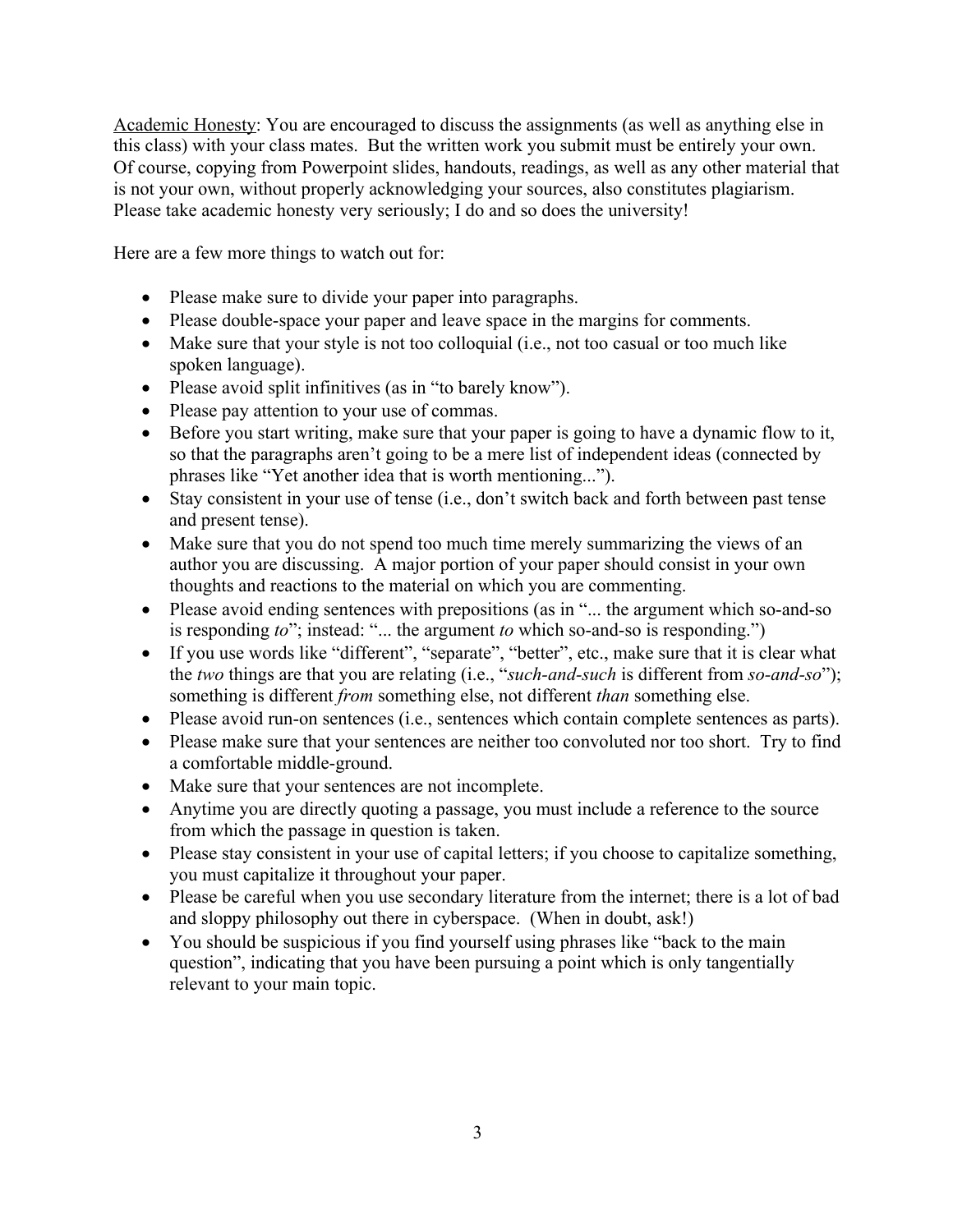Academic Honesty: You are encouraged to discuss the assignments (as well as anything else in this class) with your class mates. But the written work you submit must be entirely your own. Of course, copying from Powerpoint slides, handouts, readings, as well as any other material that is not your own, without properly acknowledging your sources, also constitutes plagiarism. Please take academic honesty very seriously; I do and so does the university!

Here are a few more things to watch out for:

- Please make sure to divide your paper into paragraphs.
- Please double-space your paper and leave space in the margins for comments.
- Make sure that your style is not too colloquial (i.e., not too casual or too much like spoken language).
- Please avoid split infinitives (as in "to barely know").
- Please pay attention to your use of commas.
- Before you start writing, make sure that your paper is going to have a dynamic flow to it, so that the paragraphs aren't going to be a mere list of independent ideas (connected by phrases like "Yet another idea that is worth mentioning...").
- Stay consistent in your use of tense (i.e., don't switch back and forth between past tense and present tense).
- Make sure that you do not spend too much time merely summarizing the views of an author you are discussing. A major portion of your paper should consist in your own thoughts and reactions to the material on which you are commenting.
- Please avoid ending sentences with prepositions (as in "... the argument which so-and-so is responding *to*"; instead: "... the argument *to* which so-and-so is responding.")
- If you use words like "different", "separate", "better", etc., make sure that it is clear what the *two* things are that you are relating (i.e., "*such-and-such* is different from *so-and-so*"); something is different *from* something else, not different *than* something else.
- Please avoid run-on sentences (i.e., sentences which contain complete sentences as parts).
- Please make sure that your sentences are neither too convoluted nor too short. Try to find a comfortable middle-ground.
- Make sure that your sentences are not incomplete.
- Anytime you are directly quoting a passage, you must include a reference to the source from which the passage in question is taken.
- Please stay consistent in your use of capital letters; if you choose to capitalize something, you must capitalize it throughout your paper.
- Please be careful when you use secondary literature from the internet; there is a lot of bad and sloppy philosophy out there in cyberspace. (When in doubt, ask!)
- You should be suspicious if you find yourself using phrases like "back to the main question", indicating that you have been pursuing a point which is only tangentially relevant to your main topic.